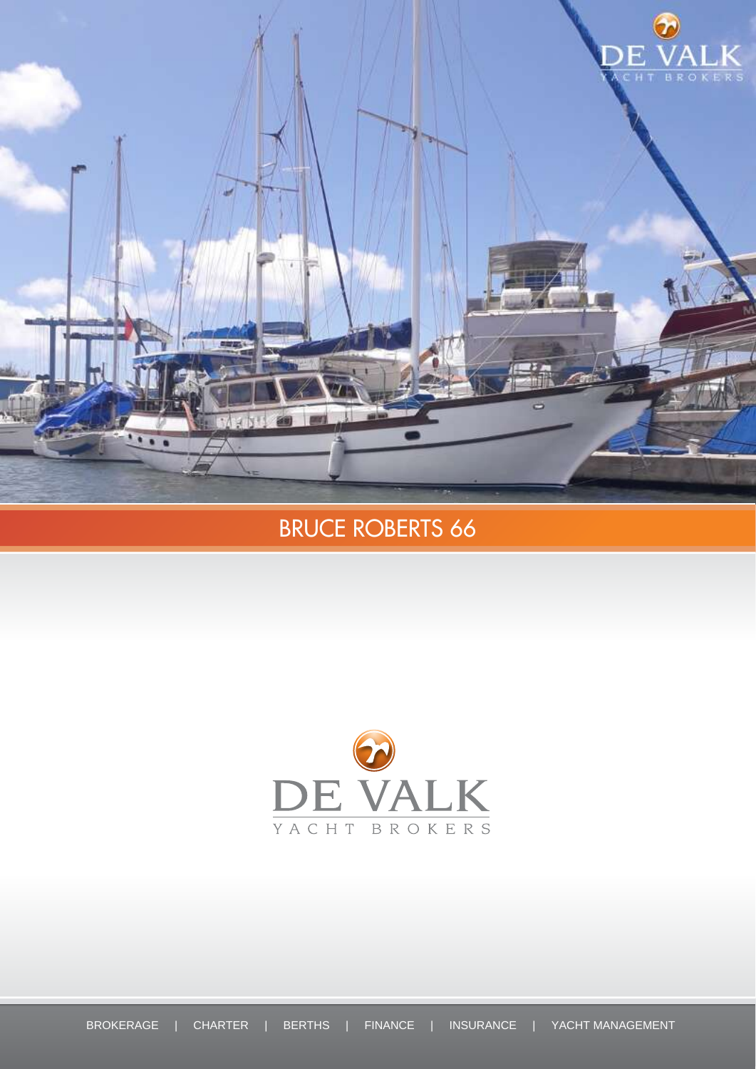# BRUCE ROBERTS 66

DE VALK

YACHT BROKERS

BROKERAGE | CHARTER | BERTHS | FINANCE | INSURANCE | YACHT MANAGEMENT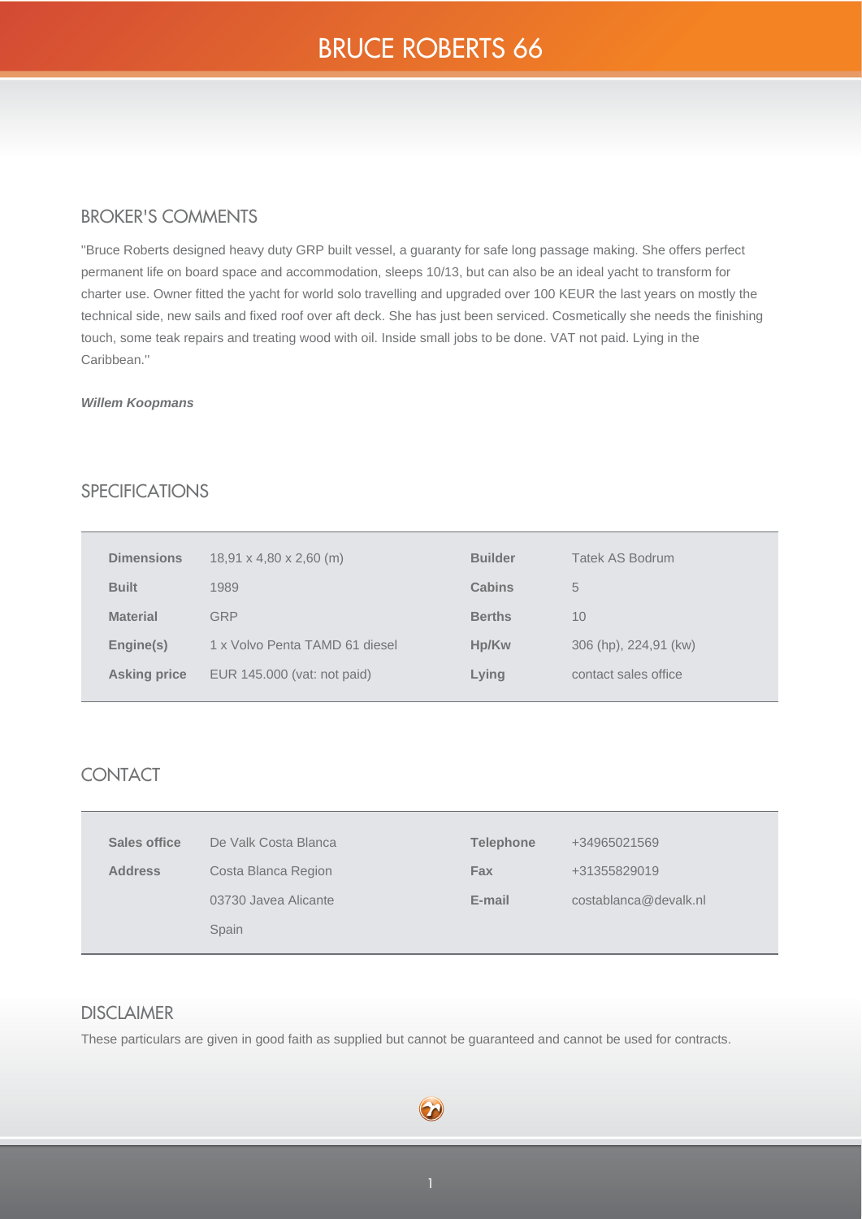# BRUCE ROBERTS 66

## BROKER'S COMMENTS

"Bruce Roberts designed heavy duty GRP built vessel, a guaranty for safe long passage making. She offers perfect permanent life on board space and accommodation, sleeps 10/13, but can also be an ideal yacht to transform for charter use. Owner fitted the yacht for world solo travelling and upgraded over 100 KEUR the last years on mostly the technical side, new sails and fixed roof over aft deck. She has just been serviced. Cosmetically she needs the finishing touch, some teak repairs and treating wood with oil. Inside small jobs to be done. VAT not paid. Lying in the Caribbean.''

***Willem Koopmans***

## SPECIFICATIONS

| | | | |
|---|---|---|---|
| **Dimensions** | 18,91 x 4,80 x 2,60 (m) | **Builder** | Tatek AS Bodrum |
| **Built** | 1989 | **Cabins** | 5 |
| **Material** | GRP | **Berths** | 10 |
| **Engine(s)** | 1 x Volvo Penta TAMD 61 diesel | **Hp/Kw** | 306 (hp), 224,91 (kw) |
| **Asking price** | EUR 145.000 (vat: not paid) | **Lying** | contact sales office |

## CONTACT

| | | | |
|---|---|---|---|
| **Sales office** | De Valk Costa Blanca | **Telephone** | +34965021569 |
| **Address** | Costa Blanca Region | **Fax** | +31355829019 |
| | 03730 Javea Alicante | **E-mail** | costablanca@devalk.nl |
| | Spain | | |

## DISCLAIMER

These particulars are given in good faith as supplied but cannot be guaranteed and cannot be used for contracts.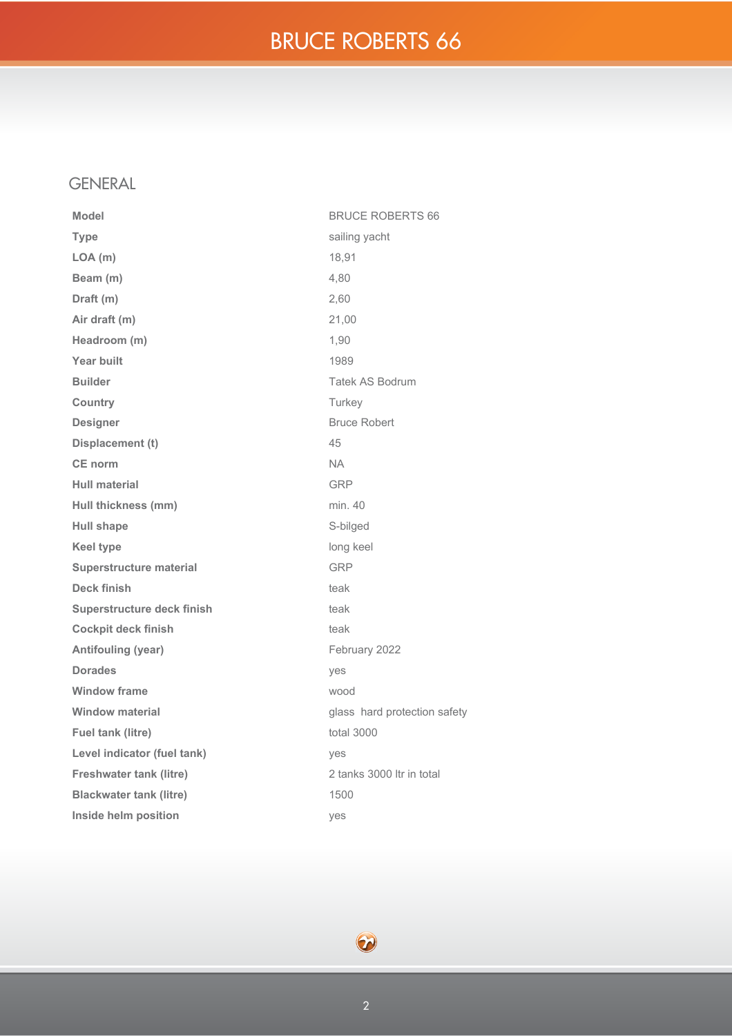# BRUCE ROBERTS 66

## GENERAL

| | |
|---|---|
| **Model** | BRUCE ROBERTS 66 |
| **Type** | sailing yacht |
| **LOA (m)** | 18,91 |
| **Beam (m)** | 4,80 |
| **Draft (m)** | 2,60 |
| **Air draft (m)** | 21,00 |
| **Headroom (m)** | 1,90 |
| **Year built** | 1989 |
| **Builder** | Tatek AS Bodrum |
| **Country** | Turkey |
| **Designer** | Bruce Robert |
| **Displacement (t)** | 45 |
| **CE norm** | NA |
| **Hull material** | GRP |
| **Hull thickness (mm)** | min. 40 |
| **Hull shape** | S-bilged |
| **Keel type** | long keel |
| **Superstructure material** | GRP |
| **Deck finish** | teak |
| **Superstructure deck finish** | teak |
| **Cockpit deck finish** | teak |
| **Antifouling (year)** | February 2022 |
| **Dorades** | yes |
| **Window frame** | wood |
| **Window material** | glass hard protection safety |
| **Fuel tank (litre)** | total 3000 |
| **Level indicator (fuel tank)** | yes |
| **Freshwater tank (litre)** | 2 tanks 3000 ltr in total |
| **Blackwater tank (litre)** | 1500 |
| **Inside helm position** | yes |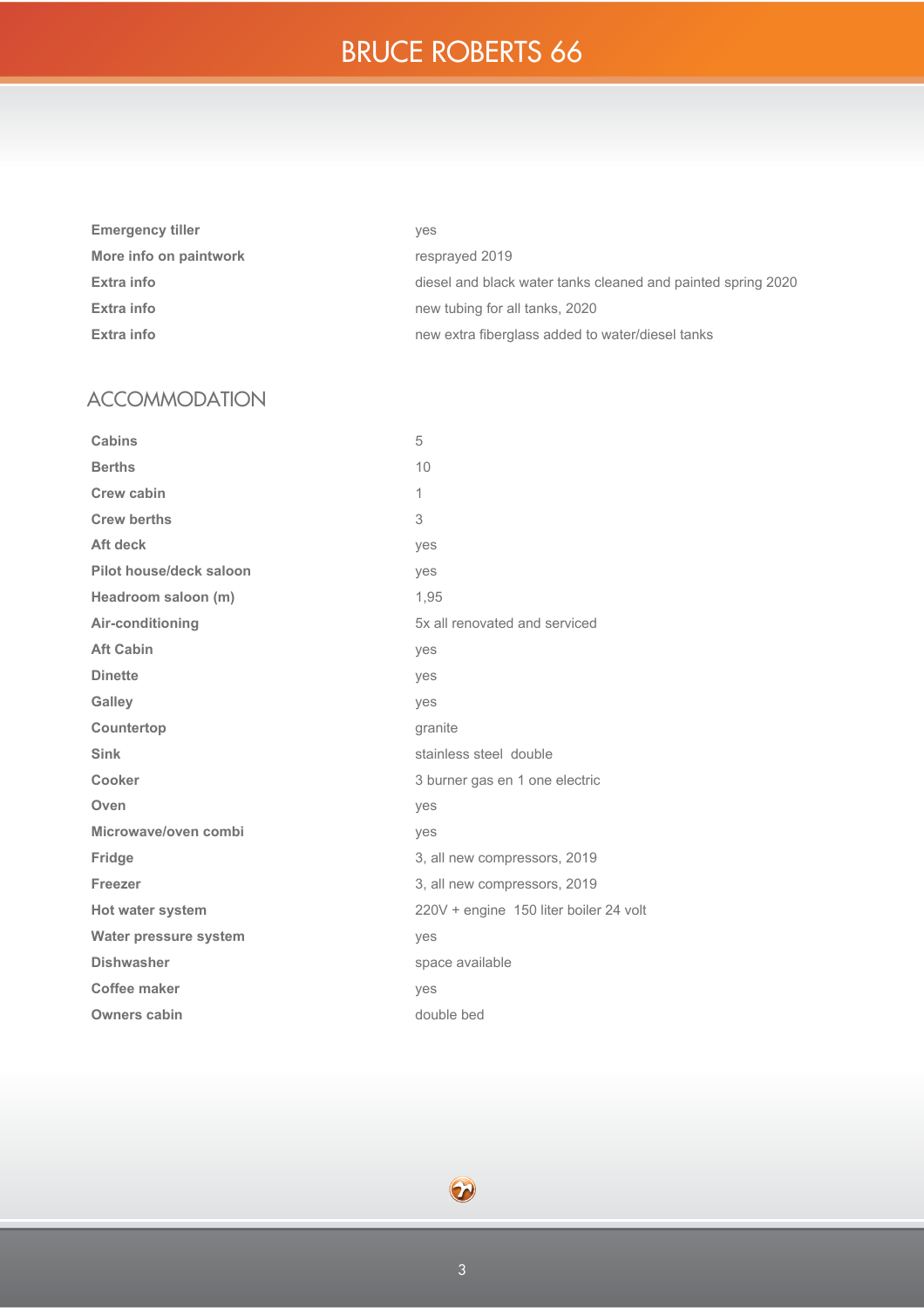| | |
|---|---|
| **Emergency tiller** | yes |
| **More info on paintwork** | resprayed 2019 |
| **Extra info** | diesel and black water tanks cleaned and painted spring 2020 |
| **Extra info** | new tubing for all tanks, 2020 |
| **Extra info** | new extra fiberglass added to water/diesel tanks |

## ACCOMMODATION

| | |
|---|---|
| **Cabins** | 5 |
| **Berths** | 10 |
| **Crew cabin** | 1 |
| **Crew berths** | 3 |
| **Aft deck** | yes |
| **Pilot house/deck saloon** | yes |
| **Headroom saloon (m)** | 1,95 |
| **Air-conditioning** | 5x all renovated and serviced |
| **Aft Cabin** | yes |
| **Dinette** | yes |
| **Galley** | yes |
| **Countertop** | granite |
| **Sink** | stainless steel double |
| **Cooker** | 3 burner gas en 1 one electric |
| **Oven** | yes |
| **Microwave/oven combi** | yes |
| **Fridge** | 3, all new compressors, 2019 |
| **Freezer** | 3, all new compressors, 2019 |
| **Hot water system** | 220V + engine 150 liter boiler 24 volt |
| **Water pressure system** | yes |
| **Dishwasher** | space available |
| **Coffee maker** | yes |
| **Owners cabin** | double bed |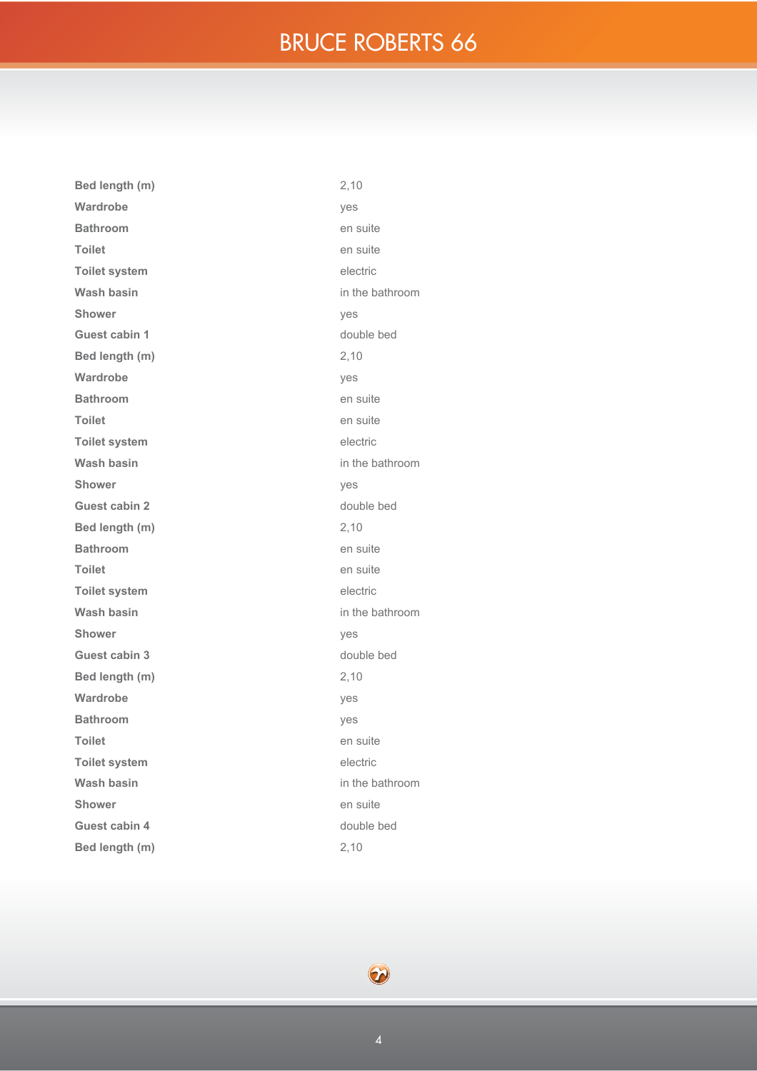| | |
|---|---|
| **Bed length (m)** | 2,10 |
| **Wardrobe** | yes |
| **Bathroom** | en suite |
| **Toilet** | en suite |
| **Toilet system** | electric |
| **Wash basin** | in the bathroom |
| **Shower** | yes |
| **Guest cabin 1** | double bed |
| **Bed length (m)** | 2,10 |
| **Wardrobe** | yes |
| **Bathroom** | en suite |
| **Toilet** | en suite |
| **Toilet system** | electric |
| **Wash basin** | in the bathroom |
| **Shower** | yes |
| **Guest cabin 2** | double bed |
| **Bed length (m)** | 2,10 |
| **Bathroom** | en suite |
| **Toilet** | en suite |
| **Toilet system** | electric |
| **Wash basin** | in the bathroom |
| **Shower** | yes |
| **Guest cabin 3** | double bed |
| **Bed length (m)** | 2,10 |
| **Wardrobe** | yes |
| **Bathroom** | yes |
| **Toilet** | en suite |
| **Toilet system** | electric |
| **Wash basin** | in the bathroom |
| **Shower** | en suite |
| **Guest cabin 4** | double bed |
| **Bed length (m)** | 2,10 |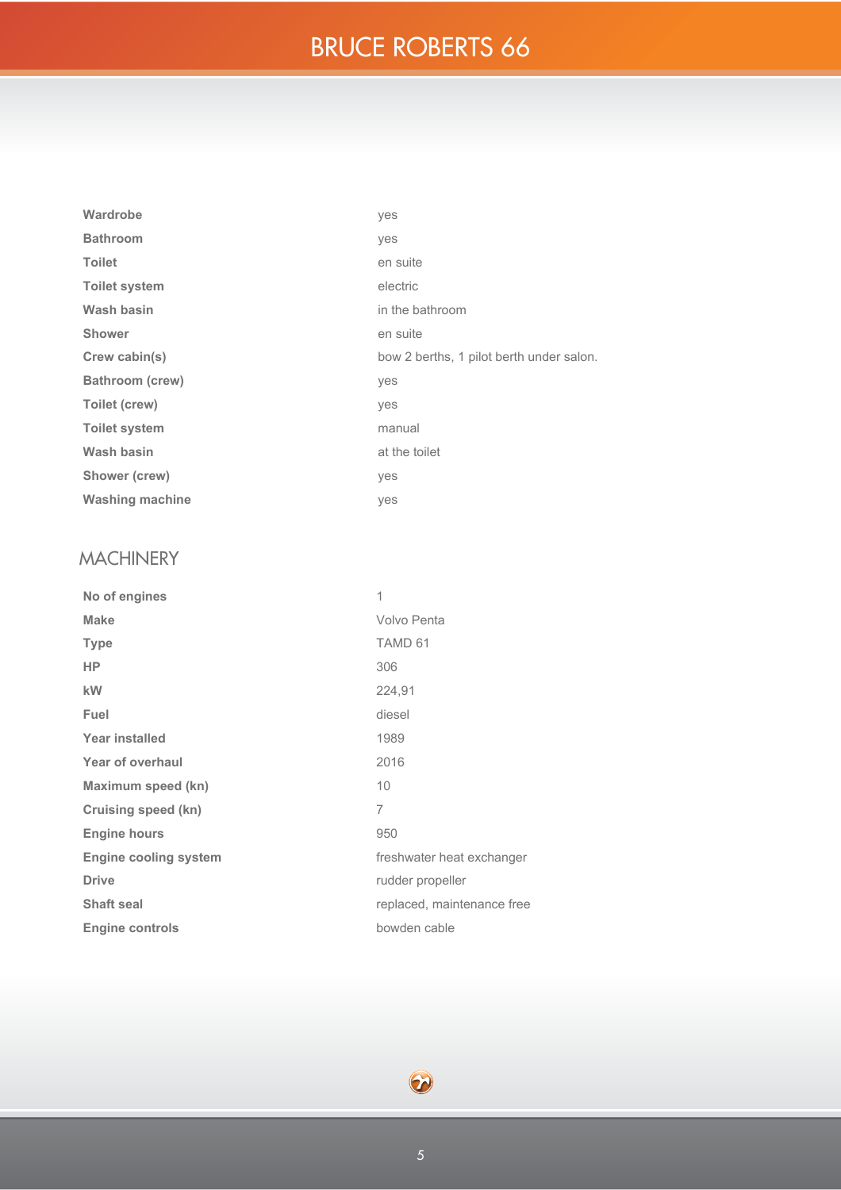| | |
|---|---|
| **Wardrobe** | yes |
| **Bathroom** | yes |
| **Toilet** | en suite |
| **Toilet system** | electric |
| **Wash basin** | in the bathroom |
| **Shower** | en suite |
| **Crew cabin(s)** | bow 2 berths, 1 pilot berth under salon. |
| **Bathroom (crew)** | yes |
| **Toilet (crew)** | yes |
| **Toilet system** | manual |
| **Wash basin** | at the toilet |
| **Shower (crew)** | yes |
| **Washing machine** | yes |

## MACHINERY

| | |
|---|---|
| **No of engines** | 1 |
| **Make** | Volvo Penta |
| **Type** | TAMD 61 |
| **HP** | 306 |
| **kW** | 224,91 |
| **Fuel** | diesel |
| **Year installed** | 1989 |
| **Year of overhaul** | 2016 |
| **Maximum speed (kn)** | 10 |
| **Cruising speed (kn)** | 7 |
| **Engine hours** | 950 |
| **Engine cooling system** | freshwater heat exchanger |
| **Drive** | rudder propeller |
| **Shaft seal** | replaced, maintenance free |
| **Engine controls** | bowden cable |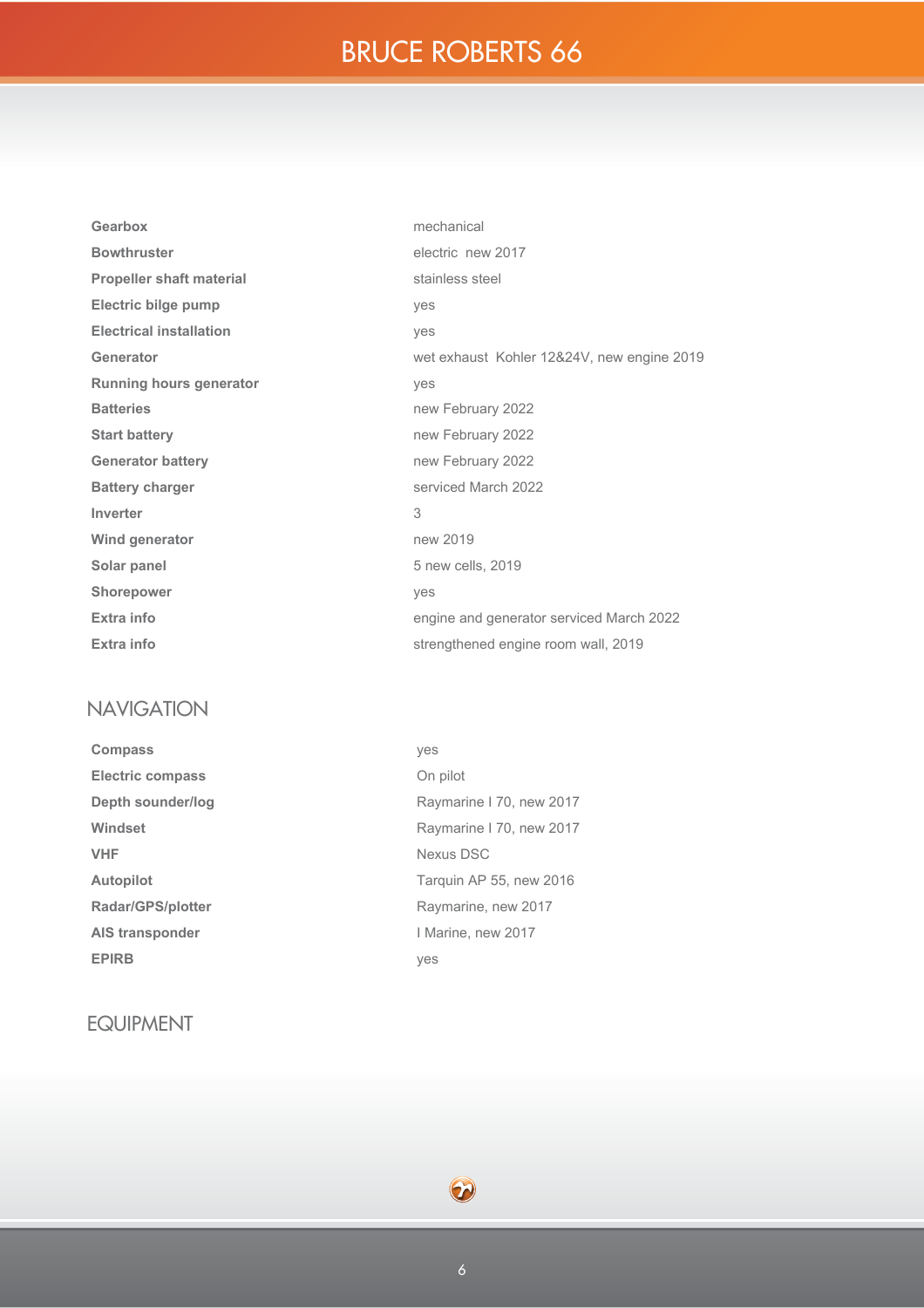| | |
|---|---|
| **Gearbox** | mechanical |
| **Bowthruster** | electric new 2017 |
| **Propeller shaft material** | stainless steel |
| **Electric bilge pump** | yes |
| **Electrical installation** | yes |
| **Generator** | wet exhaust Kohler 12&24V, new engine 2019 |
| **Running hours generator** | yes |
| **Batteries** | new February 2022 |
| **Start battery** | new February 2022 |
| **Generator battery** | new February 2022 |
| **Battery charger** | serviced March 2022 |
| **Inverter** | 3 |
| **Wind generator** | new 2019 |
| **Solar panel** | 5 new cells, 2019 |
| **Shorepower** | yes |
| **Extra info** | engine and generator serviced March 2022 |
| **Extra info** | strengthened engine room wall, 2019 |

## NAVIGATION

| | |
|---|---|
| **Compass** | yes |
| **Electric compass** | On pilot |
| **Depth sounder/log** | Raymarine I 70, new 2017 |
| **Windset** | Raymarine I 70, new 2017 |
| **VHF** | Nexus DSC |
| **Autopilot** | Tarquin AP 55, new 2016 |
| **Radar/GPS/plotter** | Raymarine, new 2017 |
| **AIS transponder** | I Marine, new 2017 |
| **EPIRB** | yes |

## EQUIPMENT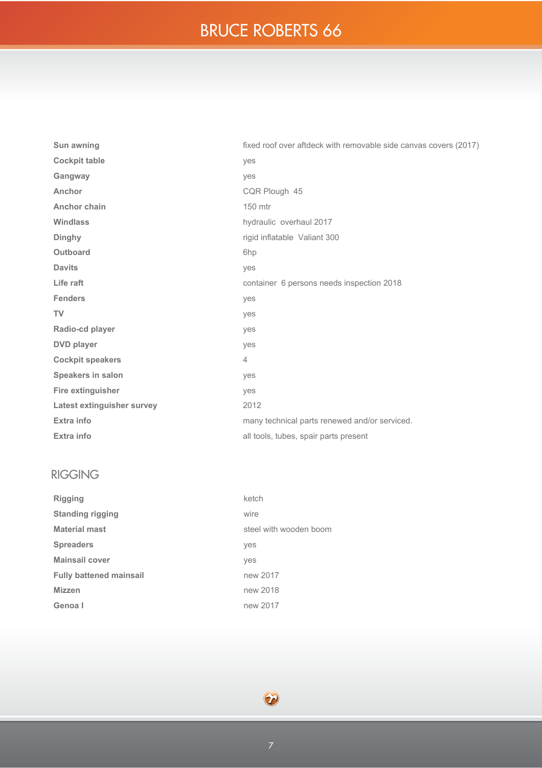| | |
|---|---|
| **Sun awning** | fixed roof over aftdeck with removable side canvas covers (2017) |
| **Cockpit table** | yes |
| **Gangway** | yes |
| **Anchor** | CQR Plough 45 |
| **Anchor chain** | 150 mtr |
| **Windlass** | hydraulic overhaul 2017 |
| **Dinghy** | rigid inflatable Valiant 300 |
| **Outboard** | 6hp |
| **Davits** | yes |
| **Life raft** | container 6 persons needs inspection 2018 |
| **Fenders** | yes |
| **TV** | yes |
| **Radio-cd player** | yes |
| **DVD player** | yes |
| **Cockpit speakers** | 4 |
| **Speakers in salon** | yes |
| **Fire extinguisher** | yes |
| **Latest extinguisher survey** | 2012 |
| **Extra info** | many technical parts renewed and/or serviced. |
| **Extra info** | all tools, tubes, spair parts present |

## RIGGING

| | |
|---|---|
| **Rigging** | ketch |
| **Standing rigging** | wire |
| **Material mast** | steel with wooden boom |
| **Spreaders** | yes |
| **Mainsail cover** | yes |
| **Fully battened mainsail** | new 2017 |
| **Mizzen** | new 2018 |
| **Genoa I** | new 2017 |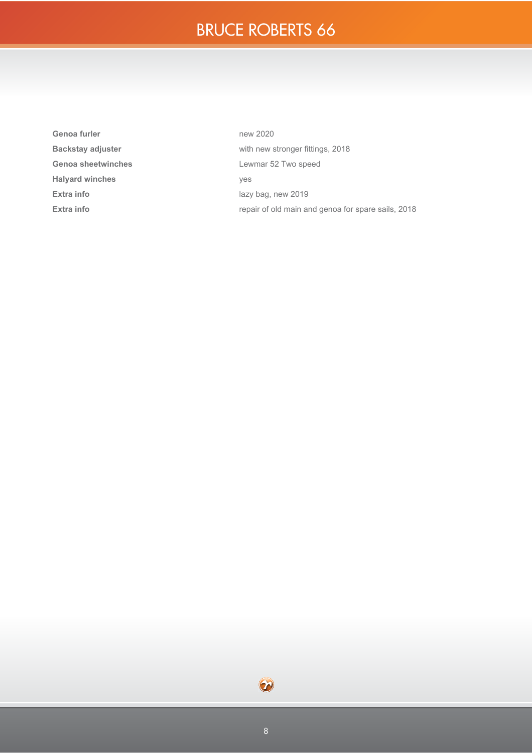| | |
|---|---|
| **Genoa furler** | new 2020 |
| **Backstay adjuster** | with new stronger fittings, 2018 |
| **Genoa sheetwinches** | Lewmar 52 Two speed |
| **Halyard winches** | yes |
| **Extra info** | lazy bag, new 2019 |
| **Extra info** | repair of old main and genoa for spare sails, 2018 |